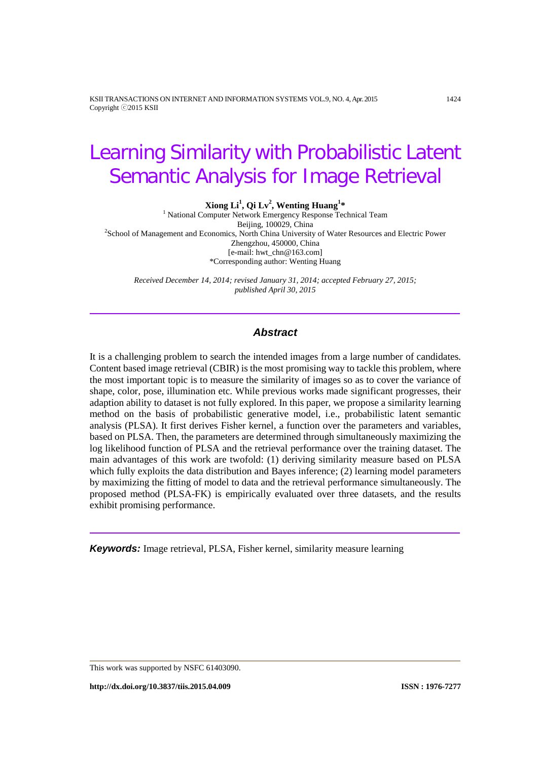# Learning Similarity with Probabilistic Latent Semantic Analysis for Image Retrieval

**Xiong Li[1], Qi Lv[2], Wenting Huang[1]***

[1] National Computer Network Emergency Response Technical Team
Beijing, 100029, China
[2]School of Management and Economics, North China University of Water Resources and Electric Power
Zhengzhou, 450000, China
[e-mail: hwt_chn@163.com]
*Corresponding author: Wenting Huang

*Received December 14, 2014; revised January 31, 2014; accepted February 27, 2015; published April 30, 2015*

## Abstract

It is a challenging problem to search the intended images from a large number of candidates. Content based image retrieval (CBIR) is the most promising way to tackle this problem, where the most important topic is to measure the similarity of images so as to cover the variance of shape, color, pose, illumination etc. While previous works made significant progresses, their adaption ability to dataset is not fully explored. In this paper, we propose a similarity learning method on the basis of probabilistic generative model, i.e., probabilistic latent semantic analysis (PLSA). It first derives Fisher kernel, a function over the parameters and variables, based on PLSA. Then, the parameters are determined through simultaneously maximizing the log likelihood function of PLSA and the retrieval performance over the training dataset. The main advantages of this work are twofold: (1) deriving similarity measure based on PLSA which fully exploits the data distribution and Bayes inference; (2) learning model parameters by maximizing the fitting of model to data and the retrieval performance simultaneously. The proposed method (PLSA-FK) is empirically evaluated over three datasets, and the results exhibit promising performance.

***Keywords:*** Image retrieval, PLSA, Fisher kernel, similarity measure learning

This work was supported by NSFC 61403090.

http://dx.doi.org/10.3837/tiis.2015.04.009 ISSN : 1976-7277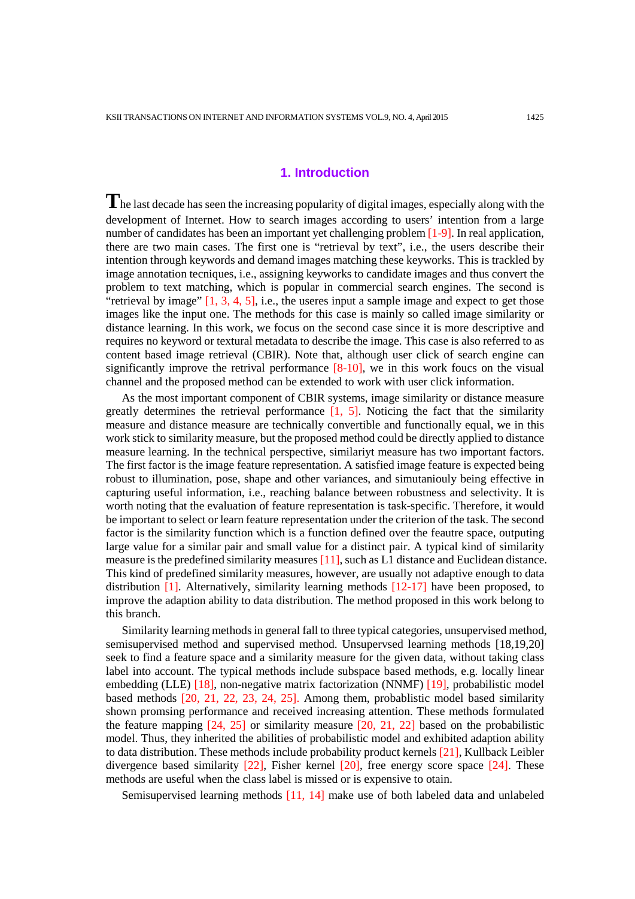## 1. Introduction

The last decade has seen the increasing popularity of digital images, especially along with the development of Internet. How to search images according to users' intention from a large number of candidates has been an important yet challenging problem [1-9]. In real application, there are two main cases. The first one is "retrieval by text", i.e., the users describe their intention through keywords and demand images matching these keywords. This is trackled by image annotation tecniques, i.e., assigning keywords to candidate images and thus convert the problem to text matching, which is popular in commercial search engines. The second is "retrieval by image" [1, 3, 4, 5], i.e., the useres input a sample image and expect to get those images like the input one. The methods for this case is mainly so called image similarity or distance learning. In this work, we focus on the second case since it is more descriptive and requires no keyword or textural metadata to describe the image. This case is also referred to as content based image retrieval (CBIR). Note that, although user click of search engine can significantly improve the retrival performance [8-10], we in this work foucs on the visual channel and the proposed method can be extended to work with user click information.

As the most important component of CBIR systems, image similarity or distance measure greatly determines the retrieval performance [1, 5]. Noticing the fact that the similarity measure and distance measure are technically convertible and functionally equal, we in this work stick to similarity measure, but the proposed method could be directly applied to distance measure learning. In the technical perspective, similariyt measure has two important factors. The first factor is the image feature representation. A satisfied image feature is expected being robust to illumination, pose, shape and other variances, and simutaniouly being effective in capturing useful information, i.e., reaching balance between robustness and selectivity. It is worth noting that the evaluation of feature representation is task-specific. Therefore, it would be important to select or learn feature representation under the criterion of the task. The second factor is the similarity function which is a function defined over the feautre space, outputing large value for a similar pair and small value for a distinct pair. A typical kind of similarity measure is the predefined similarity measures [11], such as L1 distance and Euclidean distance. This kind of predefined similarity measures, however, are usually not adaptive enough to data distribution [1]. Alternatively, similarity learning methods [12-17] have been proposed, to improve the adaption ability to data distribution. The method proposed in this work belong to this branch.

Similarity learning methods in general fall to three typical categories, unsupervised method, semisupervised method and supervised method. Unsupervsed learning methods [18,19,20] seek to find a feature space and a similarity measure for the given data, without taking class label into account. The typical methods include subspace based methods, e.g. locally linear embedding (LLE) [18], non-negative matrix factorization (NNMF) [19], probabilistic model based methods [20, 21, 22, 23, 24, 25]. Among them, probablistic model based similarity shown promsing performance and received increasing attention. These methods formulated the feature mapping [24, 25] or similarity measure [20, 21, 22] based on the probabilistic model. Thus, they inherited the abilities of probabilistic model and exhibited adaption ability to data distribution. These methods include probability product kernels [21], Kullback Leibler divergence based similarity [22], Fisher kernel [20], free energy score space [24]. These methods are useful when the class label is missed or is expensive to otain.

Semisupervised learning methods [11, 14] make use of both labeled data and unlabeled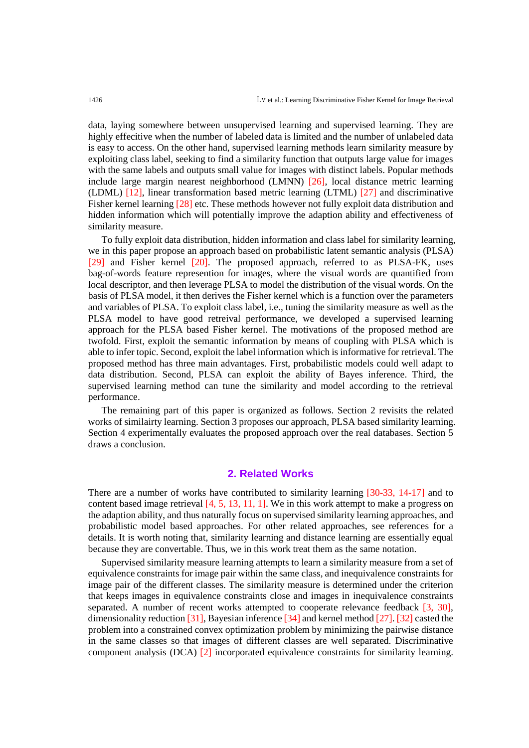data, laying somewhere between unsupervised learning and supervised learning. They are highly effecitive when the number of labeled data is limited and the number of unlabeled data is easy to access. On the other hand, supervised learning methods learn similarity measure by exploiting class label, seeking to find a similarity function that outputs large value for images with the same labels and outputs small value for images with distinct labels. Popular methods include large margin nearest neighborhood (LMNN) [26], local distance metric learning (LDML) [12], linear transformation based metric learning (LTML) [27] and discriminative Fisher kernel learning [28] etc. These methods however not fully exploit data distribution and hidden information which will potentially improve the adaption ability and effectiveness of similarity measure.

To fully exploit data distribution, hidden information and class label for similarity learning, we in this paper propose an approach based on probabilistic latent semantic analysis (PLSA) [29] and Fisher kernel [20]. The proposed approach, referred to as PLSA-FK, uses bag-of-words feature represention for images, where the visual words are quantified from local descriptor, and then leverage PLSA to model the distribution of the visual words. On the basis of PLSA model, it then derives the Fisher kernel which is a function over the parameters and variables of PLSA. To exploit class label, i.e., tuning the similarity measure as well as the PLSA model to have good retreival performance, we developed a supervised learning approach for the PLSA based Fisher kernel. The motivations of the proposed method are twofold. First, exploit the semantic information by means of coupling with PLSA which is able to infer topic. Second, exploit the label information which is informative for retrieval. The proposed method has three main advantages. First, probabilistic models could well adapt to data distribution. Second, PLSA can exploit the ability of Bayes inference. Third, the supervised learning method can tune the similarity and model according to the retrieval performance.

The remaining part of this paper is organized as follows. Section 2 revisits the related works of similairty learning. Section 3 proposes our approach, PLSA based similarity learning. Section 4 experimentally evaluates the proposed approach over the real databases. Section 5 draws a conclusion.

## 2. Related Works

There are a number of works have contributed to similarity learning [30-33, 14-17] and to content based image retrieval [4, 5, 13, 11, 1]. We in this work attempt to make a progress on the adaption ability, and thus naturally focus on supervised similarity learning approaches, and probabilistic model based approaches. For other related approaches, see references for a details. It is worth noting that, similarity learning and distance learning are essentially equal because they are convertable. Thus, we in this work treat them as the same notation.

Supervised similarity measure learning attempts to learn a similarity measure from a set of equivalence constraints for image pair within the same class, and inequivalence constraints for image pair of the different classes. The similarity measure is determined under the criterion that keeps images in equivalence constraints close and images in inequivalence constraints separated. A number of recent works attempted to cooperate relevance feedback [3, 30], dimensionality reduction [31], Bayesian inference [34] and kernel method [27]. [32] casted the problem into a constrained convex optimization problem by minimizing the pairwise distance in the same classes so that images of different classes are well separated. Discriminative component analysis (DCA) [2] incorporated equivalence constraints for similarity learning.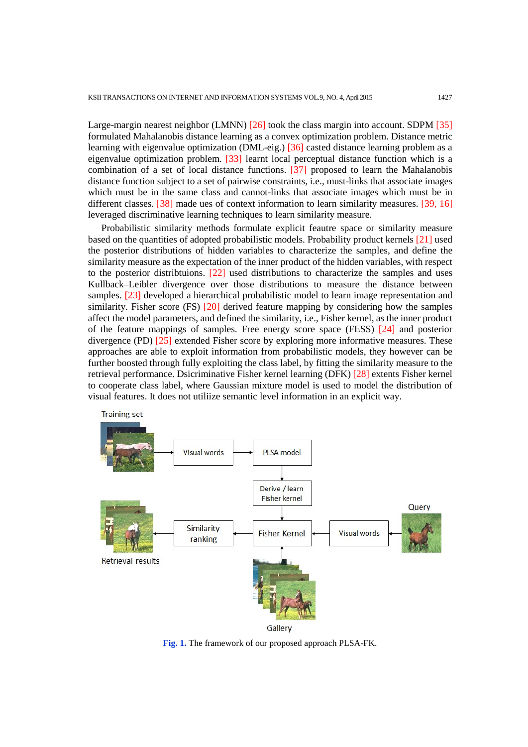Large-margin nearest neighbor (LMNN) [26] took the class margin into account. SDPM [35] formulated Mahalanobis distance learning as a convex optimization problem. Distance metric learning with eigenvalue optimization (DML-eig.) [36] casted distance learning problem as a eigenvalue optimization problem. [33] learnt local perceptual distance function which is a combination of a set of local distance functions. [37] proposed to learn the Mahalanobis distance function subject to a set of pairwise constraints, i.e., must-links that associate images which must be in the same class and cannot-links that associate images which must be in different classes. [38] made ues of context information to learn similarity measures. [39, 16] leveraged discriminative learning techniques to learn similarity measure.

Probabilistic similarity methods formulate explicit feautre space or similarity measure based on the quantities of adopted probabilistic models. Probability product kernels [21] used the posterior distributions of hidden variables to characterize the samples, and define the similarity measure as the expectation of the inner product of the hidden variables, with respect to the posterior distribtuions. [22] used distributions to characterize the samples and uses Kullback–Leibler divergence over those distributions to measure the distance between samples. [23] developed a hierarchical probabilistic model to learn image representation and similarity. Fisher score (FS) [20] derived feature mapping by considering how the samples affect the model parameters, and defined the similarity, i.e., Fisher kernel, as the inner product of the feature mappings of samples. Free energy score space (FESS) [24] and posterior divergence (PD) [25] extended Fisher score by exploring more informative measures. These approaches are able to exploit information from probabilistic models, they however can be further boosted through fully exploiting the class label, by fitting the similarity measure to the retrieval performance. Dsicriminative Fisher kernel learning (DFK) [28] extents Fisher kernel to cooperate class label, where Gaussian mixture model is used to model the distribution of visual features. It does not utiliize semantic level information in an explicit way.

Training set → Visual words → PLSA model → Derive / learn Fisher kernel → Fisher Kernel

Query → Visual words → Fisher Kernel

Gallery → Fisher Kernel

Fisher Kernel → Similarity ranking → Retrieval results

**Fig. 1.** The framework of our proposed approach PLSA-FK.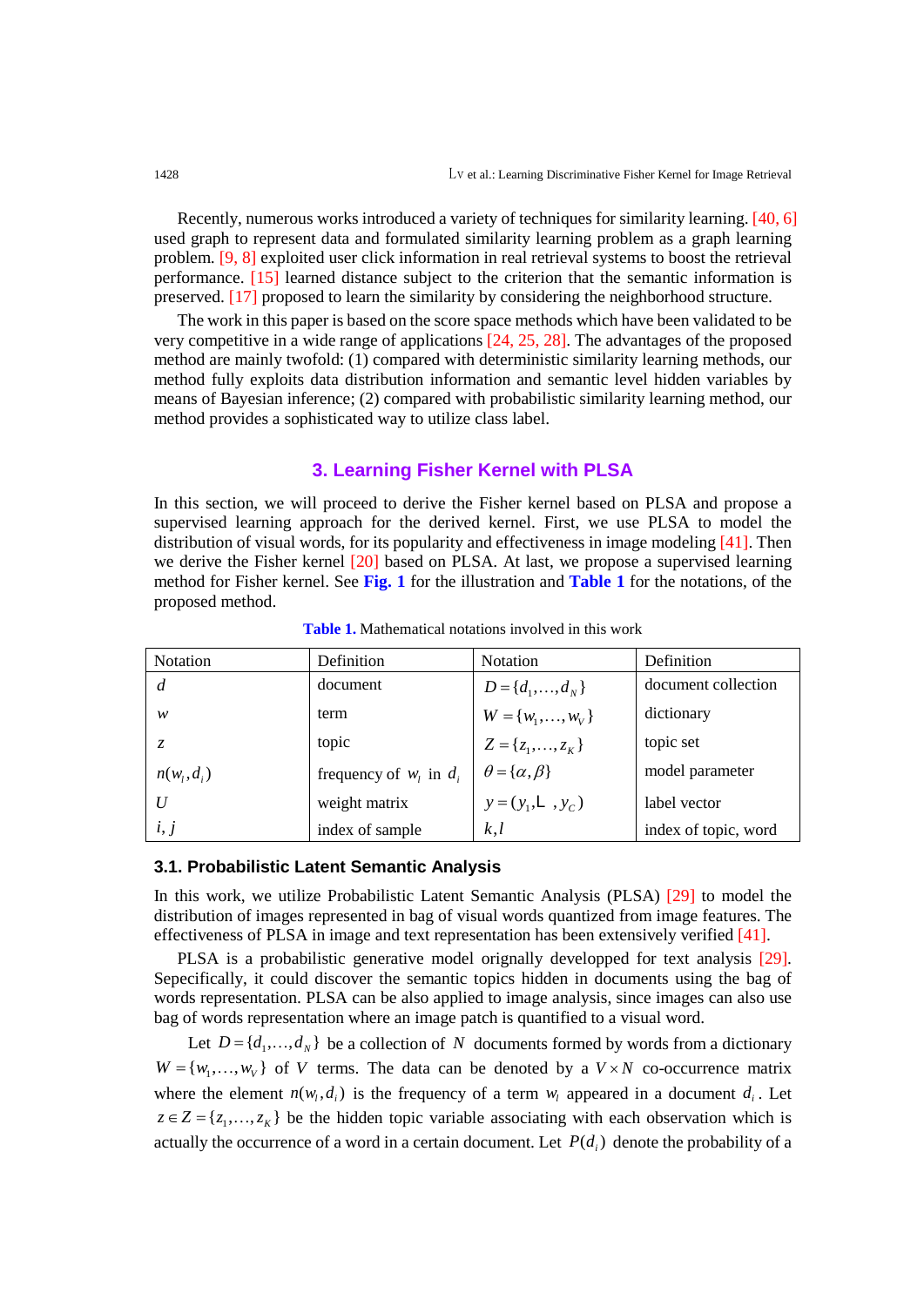Recently, numerous works introduced a variety of techniques for similarity learning. [40, 6] used graph to represent data and formulated similarity learning problem as a graph learning problem. [9, 8] exploited user click information in real retrieval systems to boost the retrieval performance. [15] learned distance subject to the criterion that the semantic information is preserved. [17] proposed to learn the similarity by considering the neighborhood structure.

The work in this paper is based on the score space methods which have been validated to be very competitive in a wide range of applications [24, 25, 28]. The advantages of the proposed method are mainly twofold: (1) compared with deterministic similarity learning methods, our method fully exploits data distribution information and semantic level hidden variables by means of Bayesian inference; (2) compared with probabilistic similarity learning method, our method provides a sophisticated way to utilize class label.

## 3. Learning Fisher Kernel with PLSA

In this section, we will proceed to derive the Fisher kernel based on PLSA and propose a supervised learning approach for the derived kernel. First, we use PLSA to model the distribution of visual words, for its popularity and effectiveness in image modeling [41]. Then we derive the Fisher kernel [20] based on PLSA. At last, we propose a supervised learning method for Fisher kernel. See **Fig. 1** for the illustration and **Table 1** for the notations, of the proposed method.

**Table 1.** Mathematical notations involved in this work

| Notation | Definition | Notation | Definition |
|---|---|---|---|
| $d$ | document | $D=\{d_1,\ldots,d_N\}$ | document collection |
| $w$ | term | $W=\{w_1,\ldots,w_V\}$ | dictionary |
| $z$ | topic | $Z=\{z_1,\ldots,z_K\}$ | topic set |
| $n(w_l,d_i)$ | frequency of $w_l$ in $d_i$ | $\theta=\{\alpha,\beta\}$ | model parameter |
| $U$ | weight matrix | $y=(y_1,\ldots,y_C)$ | label vector |
| $i,j$ | index of sample | $k,l$ | index of topic, word |

### 3.1. Probabilistic Latent Semantic Analysis

In this work, we utilize Probabilistic Latent Semantic Analysis (PLSA) [29] to model the distribution of images represented in bag of visual words quantized from image features. The effectiveness of PLSA in image and text representation has been extensively verified [41].

PLSA is a probabilistic generative model orignally developped for text analysis [29]. Sepecifically, it could discover the semantic topics hidden in documents using the bag of words representation. PLSA can be also applied to image analysis, since images can also use bag of words representation where an image patch is quantified to a visual word.

Let $D=\{d_1,\ldots,d_N\}$ be a collection of $N$ documents formed by words from a dictionary $W=\{w_1,\ldots,w_V\}$ of $V$ terms. The data can be denoted by a $V\times N$ co-occurrence matrix where the element $n(w_l,d_i)$ is the frequency of a term $w_l$ appeared in a document $d_i$. Let $z\in Z=\{z_1,\ldots,z_K\}$ be the hidden topic variable associating with each observation which is actually the occurrence of a word in a certain document. Let $P(d_i)$ denote the probability of a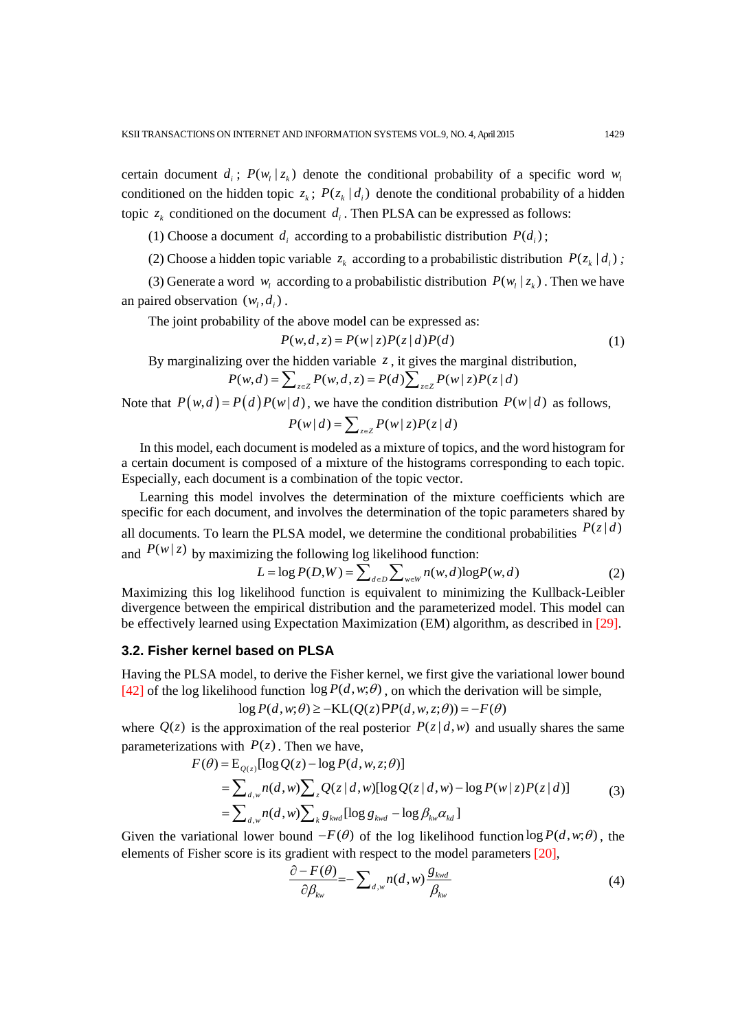certain document $d_i$; $P(w_l \mid z_k)$ denote the conditional probability of a specific word $w_l$ conditioned on the hidden topic $z_k$; $P(z_k \mid d_i)$ denote the conditional probability of a hidden topic $z_k$ conditioned on the document $d_i$. Then PLSA can be expressed as follows:

(1) Choose a document $d_i$ according to a probabilistic distribution $P(d_i)$;

(2) Choose a hidden topic variable $z_k$ according to a probabilistic distribution $P(z_k \mid d_i)$;

(3) Generate a word $w_l$ according to a probabilistic distribution $P(w_l \mid z_k)$. Then we have an paired observation $(w_l, d_i)$.

The joint probability of the above model can be expressed as:

$$P(w,d,z) = P(w \mid z)P(z \mid d)P(d) \tag{1}$$

By marginalizing over the hidden variable $z$, it gives the marginal distribution,

$$P(w,d) = \sum_{z \in Z} P(w,d,z) = P(d)\sum_{z \in Z} P(w \mid z)P(z \mid d)$$

Note that $P(w,d) = P(d)P(w \mid d)$, we have the condition distribution $P(w \mid d)$ as follows,

$$P(w \mid d) = \sum_{z \in Z} P(w \mid z)P(z \mid d)$$

In this model, each document is modeled as a mixture of topics, and the word histogram for a certain document is composed of a mixture of the histograms corresponding to each topic. Especially, each document is a combination of the topic vector.

Learning this model involves the determination of the mixture coefficients which are specific for each document, and involves the determination of the topic parameters shared by all documents. To learn the PLSA model, we determine the conditional probabilities $P(z \mid d)$ and $P(w \mid z)$ by maximizing the following log likelihood function:

$$L = \log P(D,W) = \sum_{d \in D} \sum_{w \in W} n(w,d) \log P(w,d) \tag{2}$$

Maximizing this log likelihood function is equivalent to minimizing the Kullback-Leibler divergence between the empirical distribution and the parameterized model. This model can be effectively learned using Expectation Maximization (EM) algorithm, as described in [29].

### 3.2. Fisher kernel based on PLSA

Having the PLSA model, to derive the Fisher kernel, we first give the variational lower bound [42] of the log likelihood function $\log P(d,w;\theta)$, on which the derivation will be simple,

$$\log P(d,w;\theta) \geq -\mathrm{KL}(Q(z) \| P(d,w,z;\theta)) = -F(\theta)$$

where $Q(z)$ is the approximation of the real posterior $P(z \mid d,w)$ and usually shares the same parameterizations with $P(z)$. Then we have,

$$\begin{aligned} F(\theta) &= \mathrm{E}_{Q(z)}[\log Q(z) - \log P(d,w,z;\theta)] \\ &= \sum_{d,w} n(d,w) \sum_{z} Q(z \mid d,w)[\log Q(z \mid d,w) - \log P(w \mid z)P(z \mid d)] \\ &= \sum_{d,w} n(d,w) \sum_{k} g_{kwd} [\log g_{kwd} - \log \beta_{kw} \alpha_{kd}] \end{aligned} \tag{3}$$

Given the variational lower bound $-F(\theta)$ of the log likelihood function $\log P(d,w;\theta)$, the elements of Fisher score is its gradient with respect to the model parameters [20],

$$\frac{\partial -F(\theta)}{\partial \beta_{kw}} = -\sum_{d,w} n(d,w) \frac{g_{kwd}}{\beta_{kw}} \tag{4}$$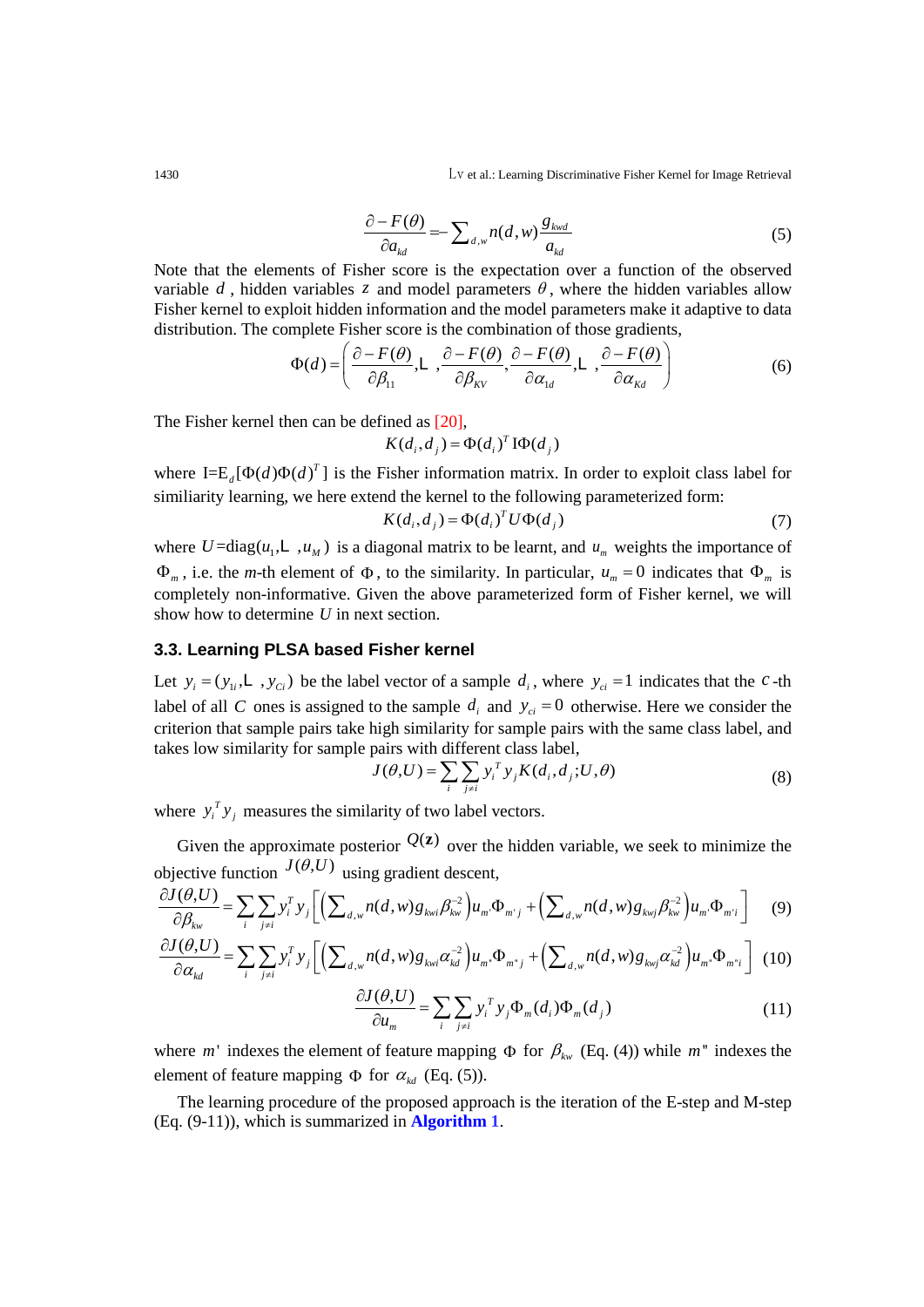$$\frac{\partial - F(\theta)}{\partial a_{kd}} = -\sum_{d,w} n(d,w) \frac{g_{kwd}}{a_{kd}} \tag{5}$$

Note that the elements of Fisher score is the expectation over a function of the observed variable $d$, hidden variables $z$ and model parameters $\theta$, where the hidden variables allow Fisher kernel to exploit hidden information and the model parameters make it adaptive to data distribution. The complete Fisher score is the combination of those gradients,

$$\Phi(d) = \left( \frac{\partial - F(\theta)}{\partial \beta_{11}}, \cdots, \frac{\partial - F(\theta)}{\partial \beta_{KV}}, \frac{\partial - F(\theta)}{\partial \alpha_{1d}}, \cdots, \frac{\partial - F(\theta)}{\partial \alpha_{Kd}} \right) \tag{6}$$

The Fisher kernel then can be defined as [20],

$$K(d_i, d_j) = \Phi(d_i)^T \mathrm{I} \Phi(d_j)$$

where $\mathrm{I} = \mathrm{E}_d[\Phi(d)\Phi(d)^T]$ is the Fisher information matrix. In order to exploit class label for similiarity learning, we here extend the kernel to the following parameterized form:

$$K(d_i, d_j) = \Phi(d_i)^T U \Phi(d_j) \tag{7}$$

where $U = \mathrm{diag}(u_1, \cdots, u_M)$ is a diagonal matrix to be learnt, and $u_m$ weights the importance of $\Phi_m$, i.e. the *m*-th element of $\Phi$, to the similarity. In particular, $u_m = 0$ indicates that $\Phi_m$ is completely non-informative. Given the above parameterized form of Fisher kernel, we will show how to determine $U$ in next section.

### 3.3. Learning PLSA based Fisher kernel

Let $y_i = (y_{1i}, \cdots, y_{Ci})$ be the label vector of a sample $d_i$, where $y_{ci} = 1$ indicates that the $c$-th label of all $C$ ones is assigned to the sample $d_i$ and $y_{ci} = 0$ otherwise. Here we consider the criterion that sample pairs take high similarity for sample pairs with the same class label, and takes low similarity for sample pairs with different class label,

$$J(\theta, U) = \sum_i \sum_{j \neq i} y_i^T y_j K(d_i, d_j; U, \theta) \tag{8}$$

where $y_i^T y_j$ measures the similarity of two label vectors.

Given the approximate posterior $Q(\mathbf{z})$ over the hidden variable, we seek to minimize the objective function $J(\theta, U)$ using gradient descent,

$$\frac{\partial J(\theta, U)}{\partial \beta_{kw}} = \sum_i \sum_{j \neq i} y_i^T y_j \left[ \left( \sum_{d,w} n(d,w) g_{kwi} \beta_{kw}^{-2} \right) u_{m'} \Phi_{m'j} + \left( \sum_{d,w} n(d,w) g_{kwj} \beta_{kw}^{-2} \right) u_{m'} \Phi_{m'i} \right] \tag{9}$$

$$\frac{\partial J(\theta, U)}{\partial \alpha_{kd}} = \sum_i \sum_{j \neq i} y_i^T y_j \left[ \left( \sum_{d,w} n(d,w) g_{kwi} \alpha_{kd}^{-2} \right) u_{m''} \Phi_{m''j} + \left( \sum_{d,w} n(d,w) g_{kwj} \alpha_{kd}^{-2} \right) u_{m''} \Phi_{m''i} \right] \tag{10}$$

$$\frac{\partial J(\theta, U)}{\partial u_m} = \sum_i \sum_{j \neq i} y_i^T y_j \Phi_m(d_i) \Phi_m(d_j) \tag{11}$$

where $m'$ indexes the element of feature mapping $\Phi$ for $\beta_{kw}$ (Eq. (4)) while $m''$ indexes the element of feature mapping $\Phi$ for $\alpha_{kd}$ (Eq. (5)).

The learning procedure of the proposed approach is the iteration of the E-step and M-step (Eq. (9-11)), which is summarized in **Algorithm 1**.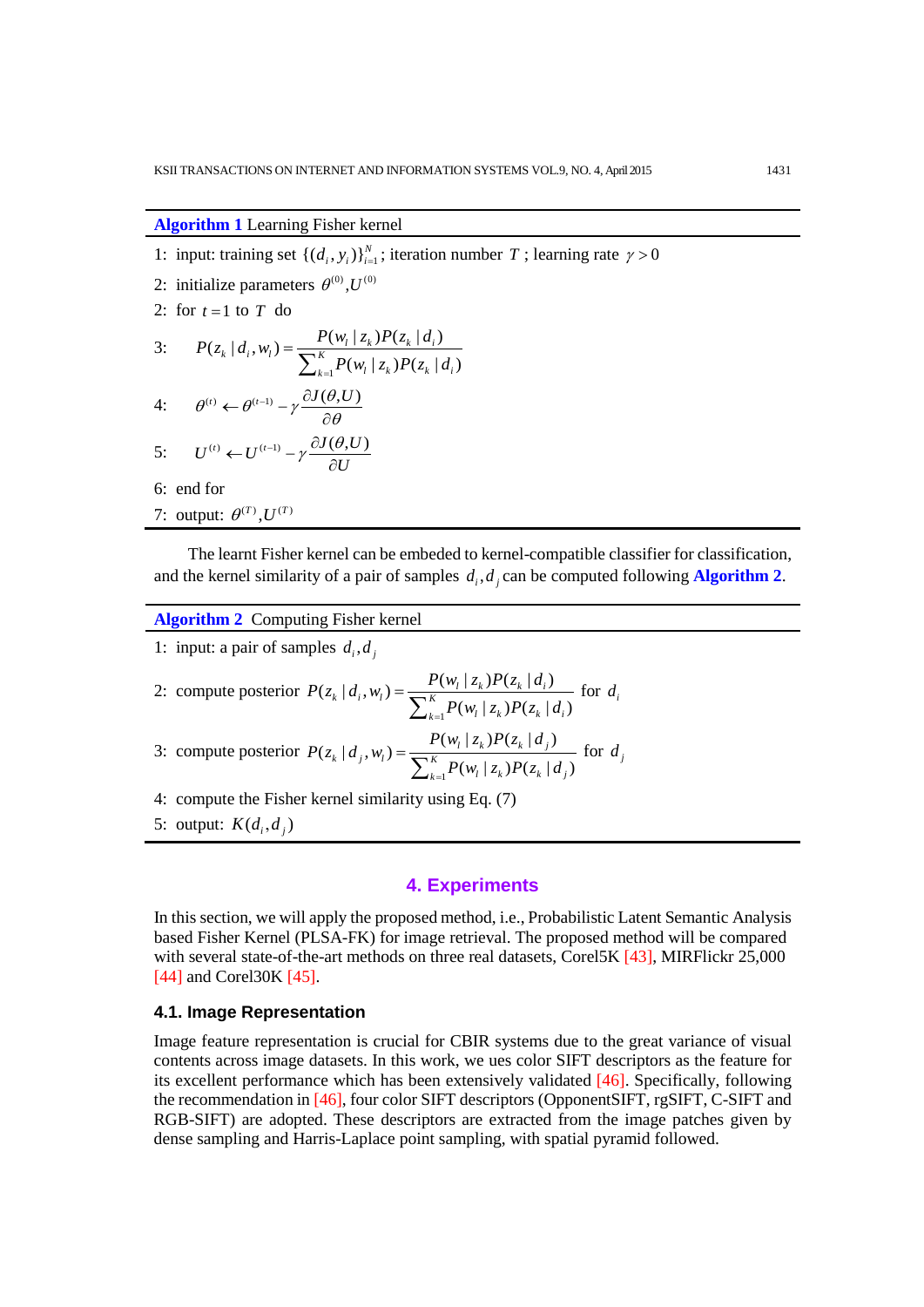**Algorithm 1** Learning Fisher kernel

1: input: training set $\{(d_i, y_i)\}_{i=1}^{N}$; iteration number $T$; learning rate $\gamma > 0$

2: initialize parameters $\theta^{(0)}, U^{(0)}$

2: for $t = 1$ to $T$ do

3: $\quad P(z_k \mid d_i, w_l) = \dfrac{P(w_l \mid z_k) P(z_k \mid d_i)}{\sum_{k=1}^{K} P(w_l \mid z_k) P(z_k \mid d_i)}$

4: $\quad \theta^{(t)} \leftarrow \theta^{(t-1)} - \gamma \dfrac{\partial J(\theta, U)}{\partial \theta}$

5: $\quad U^{(t)} \leftarrow U^{(t-1)} - \gamma \dfrac{\partial J(\theta, U)}{\partial U}$

6: end for

7: output: $\theta^{(T)}, U^{(T)}$

The learnt Fisher kernel can be embeded to kernel-compatible classifier for classification, and the kernel similarity of a pair of samples $d_i, d_j$ can be computed following **Algorithm 2**.

**Algorithm 2** Computing Fisher kernel

1: input: a pair of samples $d_i, d_j$

2: compute posterior $P(z_k \mid d_i, w_l) = \dfrac{P(w_l \mid z_k) P(z_k \mid d_i)}{\sum_{k=1}^{K} P(w_l \mid z_k) P(z_k \mid d_i)}$ for $d_i$

3: compute posterior $P(z_k \mid d_j, w_l) = \dfrac{P(w_l \mid z_k) P(z_k \mid d_j)}{\sum_{k=1}^{K} P(w_l \mid z_k) P(z_k \mid d_j)}$ for $d_j$

4: compute the Fisher kernel similarity using Eq. (7)

5: output: $K(d_i, d_j)$

## 4. Experiments

In this section, we will apply the proposed method, i.e., Probabilistic Latent Semantic Analysis based Fisher Kernel (PLSA-FK) for image retrieval. The proposed method will be compared with several state-of-the-art methods on three real datasets, Corel5K [43], MIRFlickr 25,000 [44] and Corel30K [45].

### 4.1. Image Representation

Image feature representation is crucial for CBIR systems due to the great variance of visual contents across image datasets. In this work, we ues color SIFT descriptors as the feature for its excellent performance which has been extensively validated [46]. Specifically, following the recommendation in [46], four color SIFT descriptors (OpponentSIFT, rgSIFT, C-SIFT and RGB-SIFT) are adopted. These descriptors are extracted from the image patches given by dense sampling and Harris-Laplace point sampling, with spatial pyramid followed.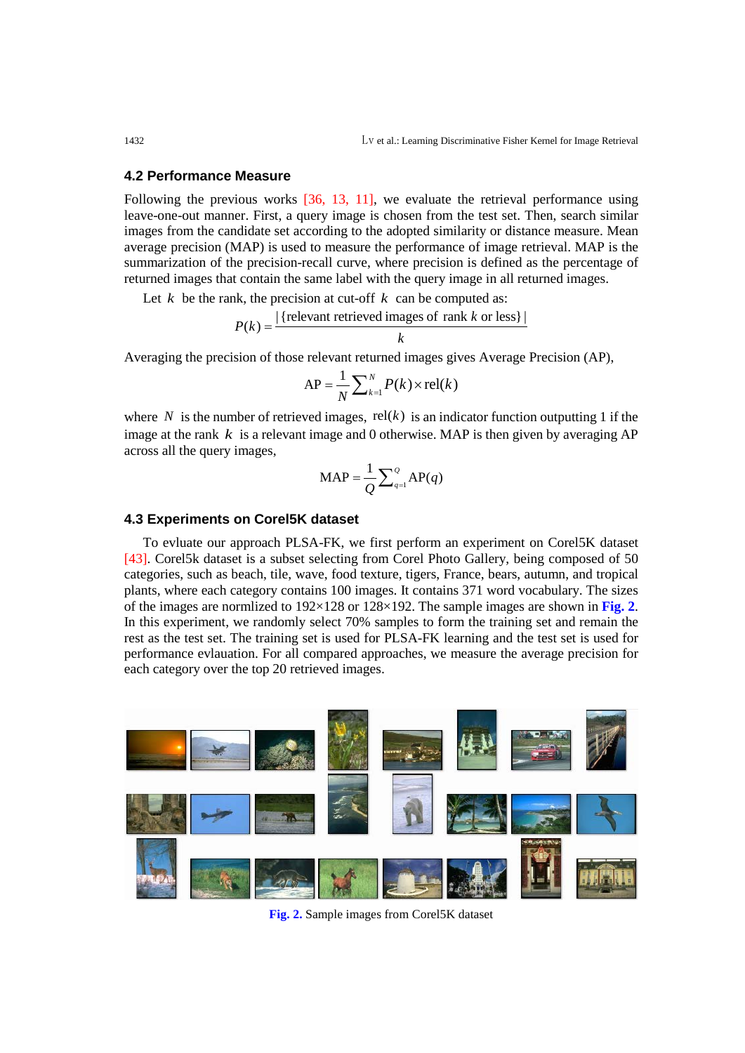### 4.2 Performance Measure

Following the previous works [36, 13, 11], we evaluate the retrieval performance using leave-one-out manner. First, a query image is chosen from the test set. Then, search similar images from the candidate set according to the adopted similarity or distance measure. Mean average precision (MAP) is used to measure the performance of image retrieval. MAP is the summarization of the precision-recall curve, where precision is defined as the percentage of returned images that contain the same label with the query image in all returned images.

Let $k$ be the rank, the precision at cut-off $k$ can be computed as:

$$P(k) = \frac{|\{\text{relevant retrieved images of rank } k \text{ or less}\}|}{k}$$

Averaging the precision of those relevant returned images gives Average Precision (AP),

$$\text{AP} = \frac{1}{N}\sum_{k=1}^{N} P(k) \times \text{rel}(k)$$

where $N$ is the number of retrieved images, $\text{rel}(k)$ is an indicator function outputting 1 if the image at the rank $k$ is a relevant image and 0 otherwise. MAP is then given by averaging AP across all the query images,

$$\text{MAP} = \frac{1}{Q}\sum_{q=1}^{Q} \text{AP}(q)$$

### 4.3 Experiments on Corel5K dataset

To evluate our approach PLSA-FK, we first perform an experiment on Corel5K dataset [43]. Corel5k dataset is a subset selecting from Corel Photo Gallery, being composed of 50 categories, such as beach, tile, wave, food texture, tigers, France, bears, autumn, and tropical plants, where each category contains 100 images. It contains 371 word vocabulary. The sizes of the images are normlized to 192×128 or 128×192. The sample images are shown in **Fig. 2**. In this experiment, we randomly select 70% samples to form the training set and remain the rest as the test set. The training set is used for PLSA-FK learning and the test set is used for performance evlauation. For all compared approaches, we measure the average precision for each category over the top 20 retrieved images.

**Fig. 2.** Sample images from Corel5K dataset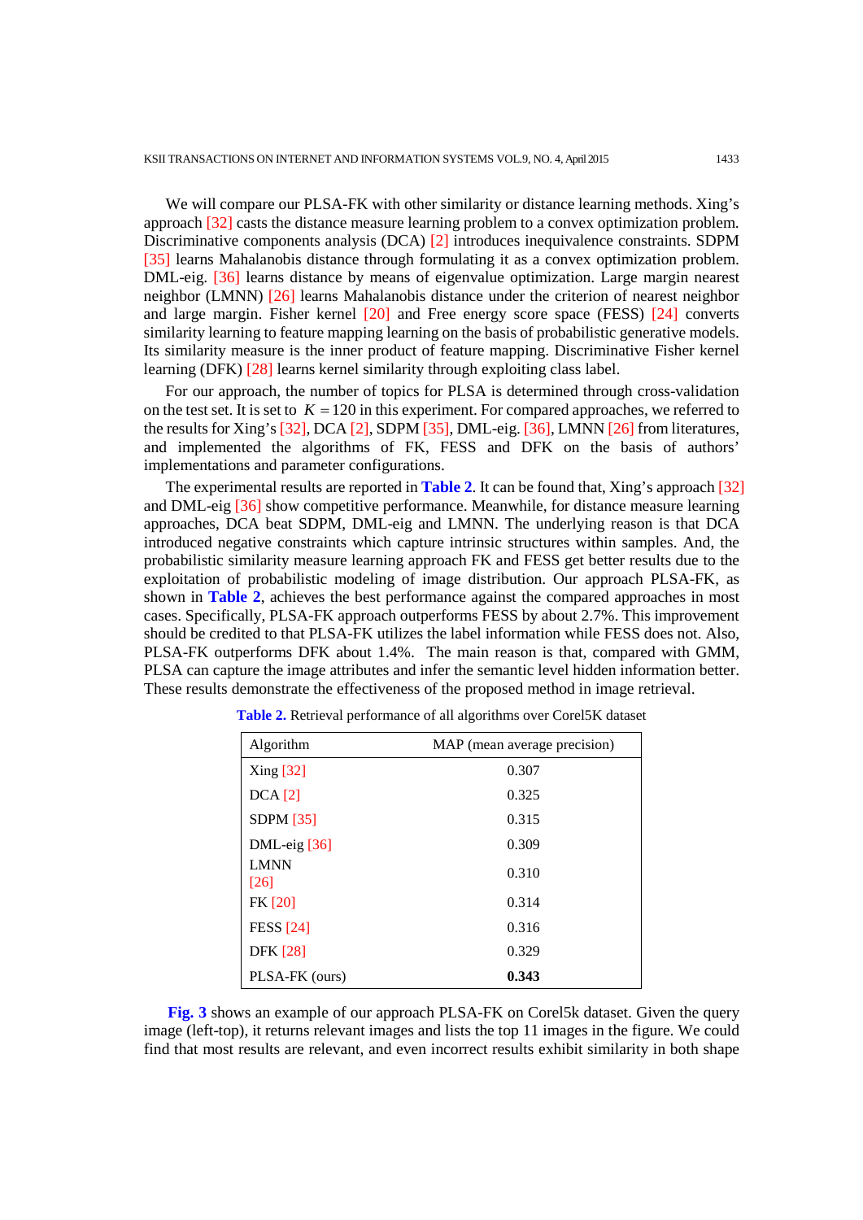We will compare our PLSA-FK with other similarity or distance learning methods. Xing's approach [32] casts the distance measure learning problem to a convex optimization problem. Discriminative components analysis (DCA) [2] introduces inequivalence constraints. SDPM [35] learns Mahalanobis distance through formulating it as a convex optimization problem. DML-eig. [36] learns distance by means of eigenvalue optimization. Large margin nearest neighbor (LMNN) [26] learns Mahalanobis distance under the criterion of nearest neighbor and large margin. Fisher kernel [20] and Free energy score space (FESS) [24] converts similarity learning to feature mapping learning on the basis of probabilistic generative models. Its similarity measure is the inner product of feature mapping. Discriminative Fisher kernel learning (DFK) [28] learns kernel similarity through exploiting class label.

For our approach, the number of topics for PLSA is determined through cross-validation on the test set. It is set to $K = 120$ in this experiment. For compared approaches, we referred to the results for Xing's [32], DCA [2], SDPM [35], DML-eig. [36], LMNN [26] from literatures, and implemented the algorithms of FK, FESS and DFK on the basis of authors' implementations and parameter configurations.

The experimental results are reported in **Table 2**. It can be found that, Xing's approach [32] and DML-eig [36] show competitive performance. Meanwhile, for distance measure learning approaches, DCA beat SDPM, DML-eig and LMNN. The underlying reason is that DCA introduced negative constraints which capture intrinsic structures within samples. And, the probabilistic similarity measure learning approach FK and FESS get better results due to the exploitation of probabilistic modeling of image distribution. Our approach PLSA-FK, as shown in **Table 2**, achieves the best performance against the compared approaches in most cases. Specifically, PLSA-FK approach outperforms FESS by about 2.7%. This improvement should be credited to that PLSA-FK utilizes the label information while FESS does not. Also, PLSA-FK outperforms DFK about 1.4%. The main reason is that, compared with GMM, PLSA can capture the image attributes and infer the semantic level hidden information better. These results demonstrate the effectiveness of the proposed method in image retrieval.

**Table 2.** Retrieval performance of all algorithms over Corel5K dataset

| Algorithm | MAP (mean average precision) |
|---|---|
| Xing [32] | 0.307 |
| DCA [2] | 0.325 |
| SDPM [35] | 0.315 |
| DML-eig [36] | 0.309 |
| LMNN [26] | 0.310 |
| FK [20] | 0.314 |
| FESS [24] | 0.316 |
| DFK [28] | 0.329 |
| PLSA-FK (ours) | **0.343** |

**Fig. 3** shows an example of our approach PLSA-FK on Corel5k dataset. Given the query image (left-top), it returns relevant images and lists the top 11 images in the figure. We could find that most results are relevant, and even incorrect results exhibit similarity in both shape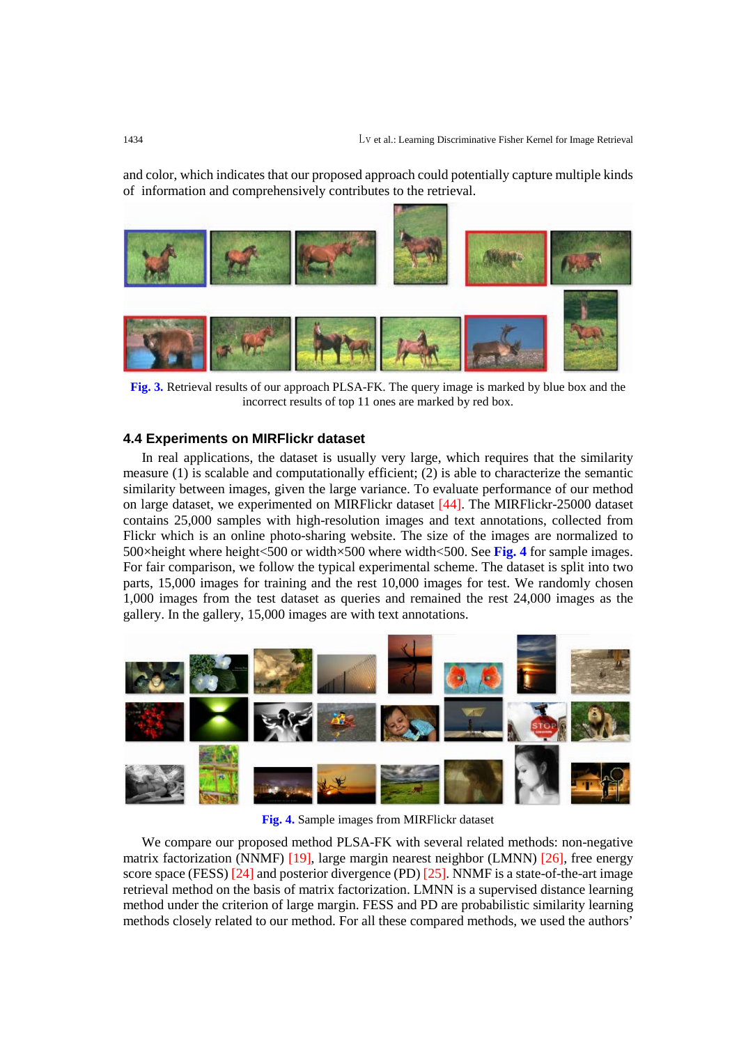and color, which indicates that our proposed approach could potentially capture multiple kinds of information and comprehensively contributes to the retrieval.

**Fig. 3.** Retrieval results of our approach PLSA-FK. The query image is marked by blue box and the incorrect results of top 11 ones are marked by red box.

### 4.4 Experiments on MIRFlickr dataset

In real applications, the dataset is usually very large, which requires that the similarity measure (1) is scalable and computationally efficient; (2) is able to characterize the semantic similarity between images, given the large variance. To evaluate performance of our method on large dataset, we experimented on MIRFlickr dataset [44]. The MIRFlickr-25000 dataset contains 25,000 samples with high-resolution images and text annotations, collected from Flickr which is an online photo-sharing website. The size of the images are normalized to 500×height where height<500 or width×500 where width<500. See **Fig. 4** for sample images. For fair comparison, we follow the typical experimental scheme. The dataset is split into two parts, 15,000 images for training and the rest 10,000 images for test. We randomly chosen 1,000 images from the test dataset as queries and remained the rest 24,000 images as the gallery. In the gallery, 15,000 images are with text annotations.

**Fig. 4.** Sample images from MIRFlickr dataset

We compare our proposed method PLSA-FK with several related methods: non-negative matrix factorization (NNMF) [19], large margin nearest neighbor (LMNN) [26], free energy score space (FESS) [24] and posterior divergence (PD) [25]. NNMF is a state-of-the-art image retrieval method on the basis of matrix factorization. LMNN is a supervised distance learning method under the criterion of large margin. FESS and PD are probabilistic similarity learning methods closely related to our method. For all these compared methods, we used the authors'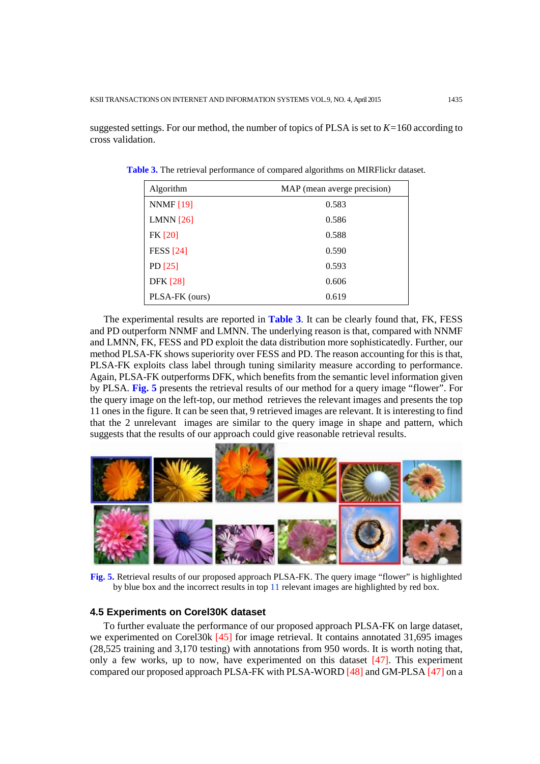suggested settings. For our method, the number of topics of PLSA is set to $K$=160 according to cross validation.

**Table 3.** The retrieval performance of compared algorithms on MIRFlickr dataset.

| Algorithm | MAP (mean averge precision) |
|---|---|
| NNMF [19] | 0.583 |
| LMNN [26] | 0.586 |
| FK [20] | 0.588 |
| FESS [24] | 0.590 |
| PD [25] | 0.593 |
| DFK [28] | 0.606 |
| PLSA-FK (ours) | 0.619 |

The experimental results are reported in **Table 3**. It can be clearly found that, FK, FESS and PD outperform NNMF and LMNN. The underlying reason is that, compared with NNMF and LMNN, FK, FESS and PD exploit the data distribution more sophisticatedly. Further, our method PLSA-FK shows superiority over FESS and PD. The reason accounting for this is that, PLSA-FK exploits class label through tuning similarity measure according to performance. Again, PLSA-FK outperforms DFK, which benefits from the semantic level information given by PLSA. **Fig. 5** presents the retrieval results of our method for a query image "flower". For the query image on the left-top, our method retrieves the relevant images and presents the top 11 ones in the figure. It can be seen that, 9 retrieved images are relevant. It is interesting to find that the 2 unrelevant images are similar to the query image in shape and pattern, which suggests that the results of our approach could give reasonable retrieval results.

**Fig. 5.** Retrieval results of our proposed approach PLSA-FK. The query image "flower" is highlighted by blue box and the incorrect results in top 11 relevant images are highlighted by red box.

### 4.5 Experiments on Corel30K dataset

To further evaluate the performance of our proposed approach PLSA-FK on large dataset, we experimented on Corel30k [45] for image retrieval. It contains annotated 31,695 images (28,525 training and 3,170 testing) with annotations from 950 words. It is worth noting that, only a few works, up to now, have experimented on this dataset [47]. This experiment compared our proposed approach PLSA-FK with PLSA-WORD [48] and GM-PLSA [47] on a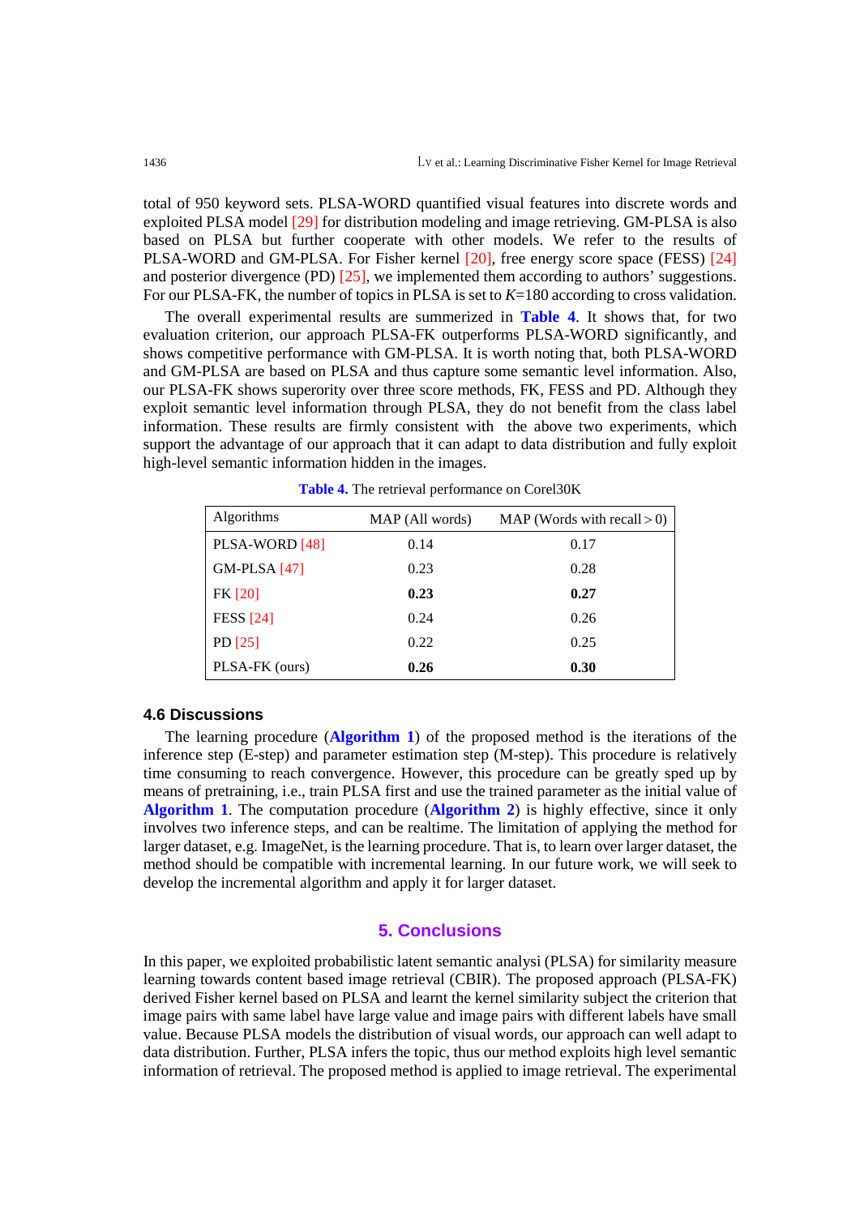total of 950 keyword sets. PLSA-WORD quantified visual features into discrete words and exploited PLSA model [29] for distribution modeling and image retrieving. GM-PLSA is also based on PLSA but further cooperate with other models. We refer to the results of PLSA-WORD and GM-PLSA. For Fisher kernel [20], free energy score space (FESS) [24] and posterior divergence (PD) [25], we implemented them according to authors' suggestions. For our PLSA-FK, the number of topics in PLSA is set to $K$=180 according to cross validation.

The overall experimental results are summerized in **Table 4**. It shows that, for two evaluation criterion, our approach PLSA-FK outperforms PLSA-WORD significantly, and shows competitive performance with GM-PLSA. It is worth noting that, both PLSA-WORD and GM-PLSA are based on PLSA and thus capture some semantic level information. Also, our PLSA-FK shows superority over three score methods, FK, FESS and PD. Although they exploit semantic level information through PLSA, they do not benefit from the class label information. These results are firmly consistent with the above two experiments, which support the advantage of our approach that it can adapt to data distribution and fully exploit high-level semantic information hidden in the images.

**Table 4.** The retrieval performance on Corel30K

| Algorithms | MAP (All words) | MAP (Words with recall > 0) |
|---|---|---|
| PLSA-WORD [48] | 0.14 | 0.17 |
| GM-PLSA [47] | 0.23 | 0.28 |
| FK [20] | **0.23** | **0.27** |
| FESS [24] | 0.24 | 0.26 |
| PD [25] | 0.22 | 0.25 |
| PLSA-FK (ours) | **0.26** | **0.30** |

### 4.6 Discussions

The learning procedure (**Algorithm 1**) of the proposed method is the iterations of the inference step (E-step) and parameter estimation step (M-step). This procedure is relatively time consuming to reach convergence. However, this procedure can be greatly sped up by means of pretraining, i.e., train PLSA first and use the trained parameter as the initial value of **Algorithm 1**. The computation procedure (**Algorithm 2**) is highly effective, since it only involves two inference steps, and can be realtime. The limitation of applying the method for larger dataset, e.g. ImageNet, is the learning procedure. That is, to learn over larger dataset, the method should be compatible with incremental learning. In our future work, we will seek to develop the incremental algorithm and apply it for larger dataset.

## 5. Conclusions

In this paper, we exploited probabilistic latent semantic analysis (PLSA) for similarity measure learning towards content based image retrieval (CBIR). The proposed approach (PLSA-FK) derived Fisher kernel based on PLSA and learnt the kernel similarity subject the criterion that image pairs with same label have large value and image pairs with different labels have small value. Because PLSA models the distribution of visual words, our approach can well adapt to data distribution. Further, PLSA infers the topic, thus our method exploits high level semantic information of retrieval. The proposed method is applied to image retrieval. The experimental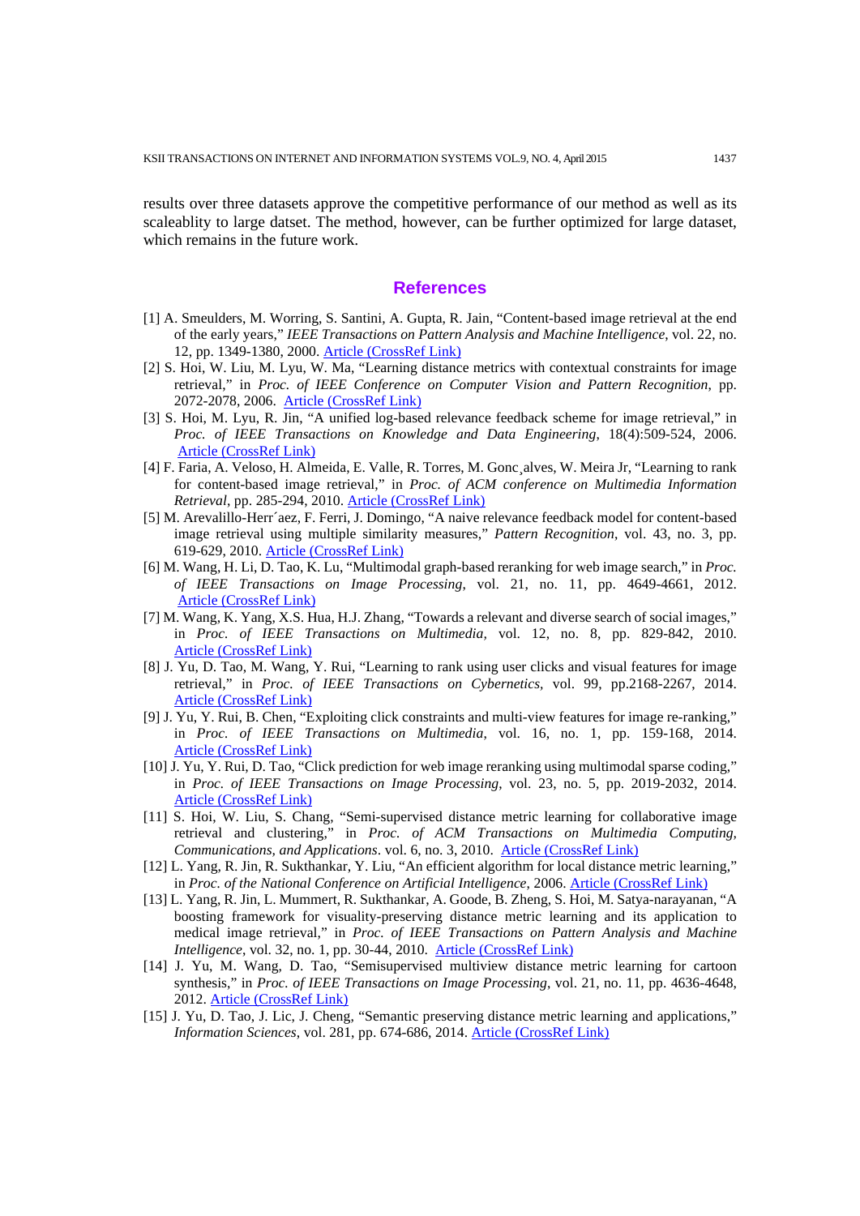results over three datasets approve the competitive performance of our method as well as its scaleablity to large datset. The method, however, can be further optimized for large dataset, which remains in the future work.

## References

[1] A. Smeulders, M. Worring, S. Santini, A. Gupta, R. Jain, “Content-based image retrieval at the end of the early years,” *IEEE Transactions on Pattern Analysis and Machine Intelligence*, vol. 22, no. 12, pp. 1349-1380, 2000. Article (CrossRef Link)

[2] S. Hoi, W. Liu, M. Lyu, W. Ma, “Learning distance metrics with contextual constraints for image retrieval,” in *Proc. of IEEE Conference on Computer Vision and Pattern Recognition*, pp. 2072-2078, 2006. Article (CrossRef Link)

[3] S. Hoi, M. Lyu, R. Jin, “A unified log-based relevance feedback scheme for image retrieval,” in *Proc. of IEEE Transactions on Knowledge and Data Engineering*, 18(4):509-524, 2006. Article (CrossRef Link)

[4] F. Faria, A. Veloso, H. Almeida, E. Valle, R. Torres, M. Gonc¸alves, W. Meira Jr, “Learning to rank for content-based image retrieval,” in *Proc. of ACM conference on Multimedia Information Retrieval*, pp. 285-294, 2010. Article (CrossRef Link)

[5] M. Arevalillo-Herr´aez, F. Ferri, J. Domingo, “A naive relevance feedback model for content-based image retrieval using multiple similarity measures,” *Pattern Recognition*, vol. 43, no. 3, pp. 619-629, 2010. Article (CrossRef Link)

[6] M. Wang, H. Li, D. Tao, K. Lu, “Multimodal graph-based reranking for web image search,” in *Proc. of IEEE Transactions on Image Processing*, vol. 21, no. 11, pp. 4649-4661, 2012. Article (CrossRef Link)

[7] M. Wang, K. Yang, X.S. Hua, H.J. Zhang, “Towards a relevant and diverse search of social images,” in *Proc. of IEEE Transactions on Multimedia*, vol. 12, no. 8, pp. 829-842, 2010. Article (CrossRef Link)

[8] J. Yu, D. Tao, M. Wang, Y. Rui, “Learning to rank using user clicks and visual features for image retrieval,” in *Proc. of IEEE Transactions on Cybernetics*, vol. 99, pp.2168-2267, 2014. Article (CrossRef Link)

[9] J. Yu, Y. Rui, B. Chen, “Exploiting click constraints and multi-view features for image re-ranking,” in *Proc. of IEEE Transactions on Multimedia*, vol. 16, no. 1, pp. 159-168, 2014. Article (CrossRef Link)

[10] J. Yu, Y. Rui, D. Tao, “Click prediction for web image reranking using multimodal sparse coding,” in *Proc. of IEEE Transactions on Image Processing*, vol. 23, no. 5, pp. 2019-2032, 2014. Article (CrossRef Link)

[11] S. Hoi, W. Liu, S. Chang, “Semi-supervised distance metric learning for collaborative image retrieval and clustering,” in *Proc. of ACM Transactions on Multimedia Computing, Communications, and Applications*. vol. 6, no. 3, 2010. Article (CrossRef Link)

[12] L. Yang, R. Jin, R. Sukthankar, Y. Liu, “An efficient algorithm for local distance metric learning,” in *Proc. of the National Conference on Artificial Intelligence*, 2006. Article (CrossRef Link)

[13] L. Yang, R. Jin, L. Mummert, R. Sukthankar, A. Goode, B. Zheng, S. Hoi, M. Satya-narayanan, “A boosting framework for visuality-preserving distance metric learning and its application to medical image retrieval,” in *Proc. of IEEE Transactions on Pattern Analysis and Machine Intelligence*, vol. 32, no. 1, pp. 30-44, 2010. Article (CrossRef Link)

[14] J. Yu, M. Wang, D. Tao, “Semisupervised multiview distance metric learning for cartoon synthesis,” in *Proc. of IEEE Transactions on Image Processing*, vol. 21, no. 11, pp. 4636-4648, 2012. Article (CrossRef Link)

[15] J. Yu, D. Tao, J. Lic, J. Cheng, “Semantic preserving distance metric learning and applications,” *Information Sciences*, vol. 281, pp. 674-686, 2014. Article (CrossRef Link)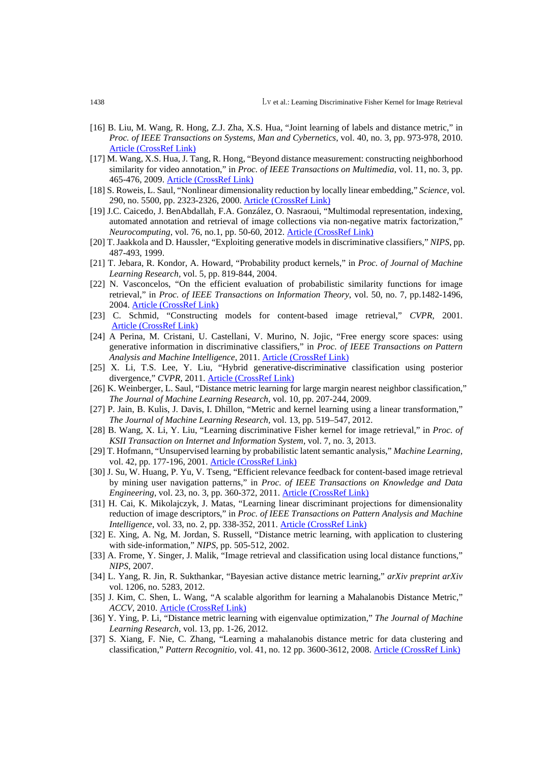[16] B. Liu, M. Wang, R. Hong, Z.J. Zha, X.S. Hua, “Joint learning of labels and distance metric,” in *Proc. of IEEE Transactions on Systems, Man and Cybernetics*, vol. 40, no. 3, pp. 973-978, 2010. Article (CrossRef Link)

[17] M. Wang, X.S. Hua, J. Tang, R. Hong, “Beyond distance measurement: constructing neighborhood similarity for video annotation,” in *Proc. of IEEE Transactions on Multimedia*, vol. 11, no. 3, pp. 465-476, 2009. Article (CrossRef Link)

[18] S. Roweis, L. Saul, “Nonlinear dimensionality reduction by locally linear embedding,” *Science*, vol. 290, no. 5500, pp. 2323-2326, 2000. Article (CrossRef Link)

[19] J.C. Caicedo, J. BenAbdallah, F.A. González, O. Nasraoui, “Multimodal representation, indexing, automated annotation and retrieval of image collections via non-negative matrix factorization,” *Neurocomputing*, vol. 76, no.1, pp. 50-60, 2012. Article (CrossRef Link)

[20] T. Jaakkola and D. Haussler, “Exploiting generative models in discriminative classifiers,” *NIPS*, pp. 487-493, 1999.

[21] T. Jebara, R. Kondor, A. Howard, “Probability product kernels,” in *Proc. of Journal of Machine Learning Research*, vol. 5, pp. 819-844, 2004.

[22] N. Vasconcelos, “On the efficient evaluation of probabilistic similarity functions for image retrieval,” in *Proc. of IEEE Transactions on Information Theory*, vol. 50, no. 7, pp.1482-1496, 2004. Article (CrossRef Link)

[23] C. Schmid, “Constructing models for content-based image retrieval,” *CVPR*, 2001. Article (CrossRef Link)

[24] A Perina, M. Cristani, U. Castellani, V. Murino, N. Jojic, “Free energy score spaces: using generative information in discriminative classifiers,” in *Proc. of IEEE Transactions on Pattern Analysis and Machine Intelligence*, 2011. Article (CrossRef Link)

[25] X. Li, T.S. Lee, Y. Liu, “Hybrid generative-discriminative classification using posterior divergence,” *CVPR*, 2011. Article (CrossRef Link)

[26] K. Weinberger, L. Saul, “Distance metric learning for large margin nearest neighbor classification,” *The Journal of Machine Learning Research*, vol. 10, pp. 207-244, 2009.

[27] P. Jain, B. Kulis, J. Davis, I. Dhillon, “Metric and kernel learning using a linear transformation,” *The Journal of Machine Learning Research*, vol. 13, pp. 519–547, 2012.

[28] B. Wang, X. Li, Y. Liu, “Learning discriminative Fisher kernel for image retrieval,” in *Proc. of KSII Transaction on Internet and Information System*, vol. 7, no. 3, 2013.

[29] T. Hofmann, “Unsupervised learning by probabilistic latent semantic analysis,” *Machine Learning*, vol. 42, pp. 177-196, 2001. Article (CrossRef Link)

[30] J. Su, W. Huang, P. Yu, V. Tseng, “Efficient relevance feedback for content-based image retrieval by mining user navigation patterns,” in *Proc. of IEEE Transactions on Knowledge and Data Engineering*, vol. 23, no. 3, pp. 360-372, 2011. Article (CrossRef Link)

[31] H. Cai, K. Mikolajczyk, J. Matas, “Learning linear discriminant projections for dimensionality reduction of image descriptors,” in *Proc. of IEEE Transactions on Pattern Analysis and Machine Intelligence*, vol. 33, no. 2, pp. 338-352, 2011. Article (CrossRef Link)

[32] E. Xing, A. Ng, M. Jordan, S. Russell, “Distance metric learning, with application to clustering with side-information,” *NIPS*, pp. 505-512, 2002.

[33] A. Frome, Y. Singer, J. Malik, “Image retrieval and classification using local distance functions,” *NIPS*, 2007.

[34] L. Yang, R. Jin, R. Sukthankar, “Bayesian active distance metric learning,” *arXiv preprint arXiv* vol. 1206, no. 5283, 2012.

[35] J. Kim, C. Shen, L. Wang, “A scalable algorithm for learning a Mahalanobis Distance Metric,” *ACCV*, 2010. Article (CrossRef Link)

[36] Y. Ying, P. Li, “Distance metric learning with eigenvalue optimization,” *The Journal of Machine Learning Research*, vol. 13, pp. 1-26, 2012.

[37] S. Xiang, F. Nie, C. Zhang, “Learning a mahalanobis distance metric for data clustering and classification,” *Pattern Recognitio*, vol. 41, no. 12 pp. 3600-3612, 2008. Article (CrossRef Link)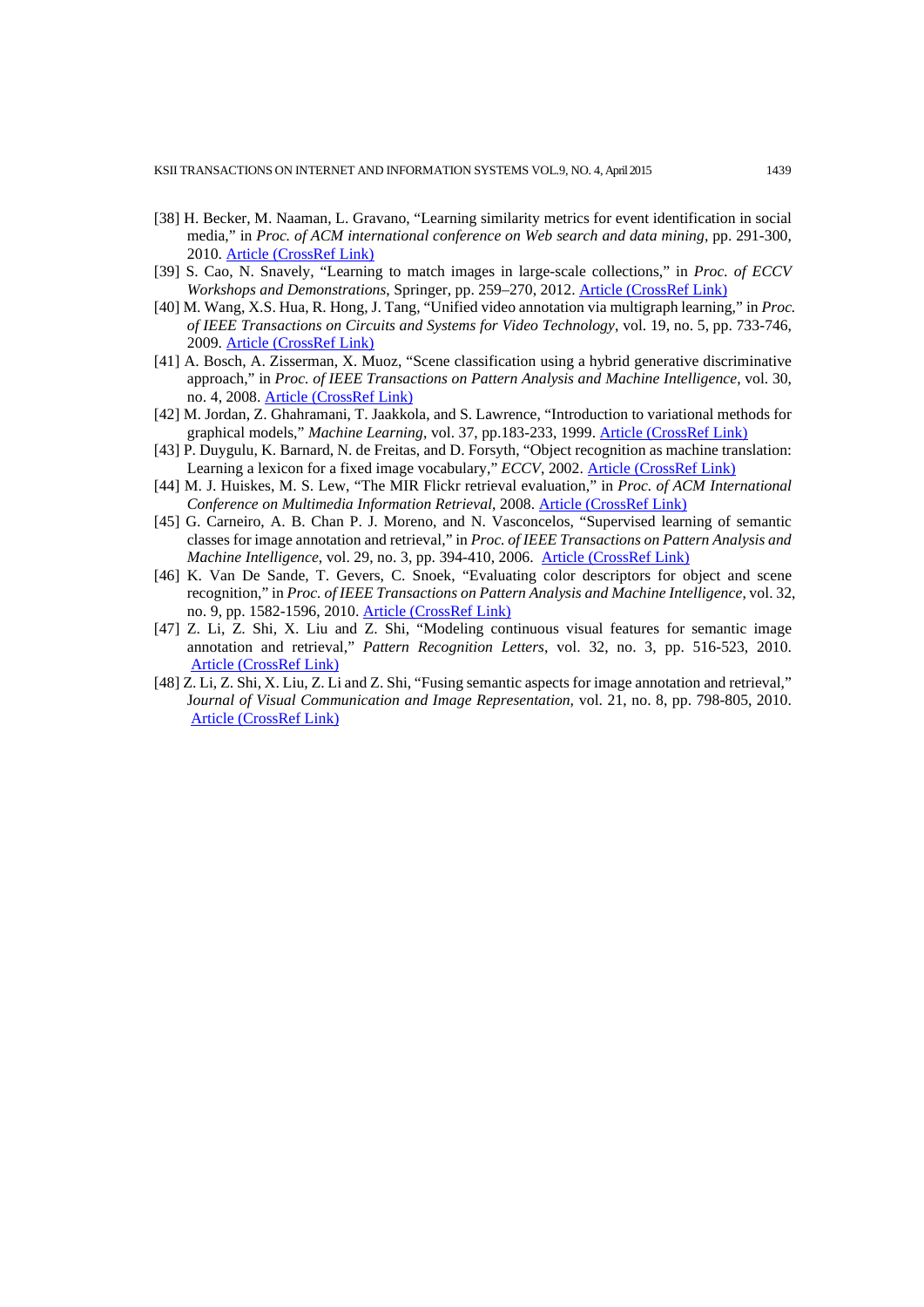[38] H. Becker, M. Naaman, L. Gravano, "Learning similarity metrics for event identification in social media," in *Proc. of ACM international conference on Web search and data mining*, pp. 291-300, 2010. Article (CrossRef Link)

[39] S. Cao, N. Snavely, "Learning to match images in large-scale collections," in *Proc. of ECCV Workshops and Demonstrations*, Springer, pp. 259–270, 2012. Article (CrossRef Link)

[40] M. Wang, X.S. Hua, R. Hong, J. Tang, "Unified video annotation via multigraph learning," in *Proc. of IEEE Transactions on Circuits and Systems for Video Technology*, vol. 19, no. 5, pp. 733-746, 2009. Article (CrossRef Link)

[41] A. Bosch, A. Zisserman, X. Muoz, "Scene classification using a hybrid generative discriminative approach," in *Proc. of IEEE Transactions on Pattern Analysis and Machine Intelligence*, vol. 30, no. 4, 2008. Article (CrossRef Link)

[42] M. Jordan, Z. Ghahramani, T. Jaakkola, and S. Lawrence, "Introduction to variational methods for graphical models," *Machine Learning*, vol. 37, pp.183-233, 1999. Article (CrossRef Link)

[43] P. Duygulu, K. Barnard, N. de Freitas, and D. Forsyth, "Object recognition as machine translation: Learning a lexicon for a fixed image vocabulary," *ECCV*, 2002. Article (CrossRef Link)

[44] M. J. Huiskes, M. S. Lew, "The MIR Flickr retrieval evaluation," in *Proc. of ACM International Conference on Multimedia Information Retrieval*, 2008. Article (CrossRef Link)

[45] G. Carneiro, A. B. Chan P. J. Moreno, and N. Vasconcelos, "Supervised learning of semantic classes for image annotation and retrieval," in *Proc. of IEEE Transactions on Pattern Analysis and Machine Intelligence*, vol. 29, no. 3, pp. 394-410, 2006. Article (CrossRef Link)

[46] K. Van De Sande, T. Gevers, C. Snoek, "Evaluating color descriptors for object and scene recognition," in *Proc. of IEEE Transactions on Pattern Analysis and Machine Intelligence*, vol. 32, no. 9, pp. 1582-1596, 2010. Article (CrossRef Link)

[47] Z. Li, Z. Shi, X. Liu and Z. Shi, "Modeling continuous visual features for semantic image annotation and retrieval," *Pattern Recognition Letters*, vol. 32, no. 3, pp. 516-523, 2010. Article (CrossRef Link)

[48] Z. Li, Z. Shi, X. Liu, Z. Li and Z. Shi, "Fusing semantic aspects for image annotation and retrieval," J*ournal of Visual Communication and Image Representation*, vol. 21, no. 8, pp. 798-805, 2010. Article (CrossRef Link)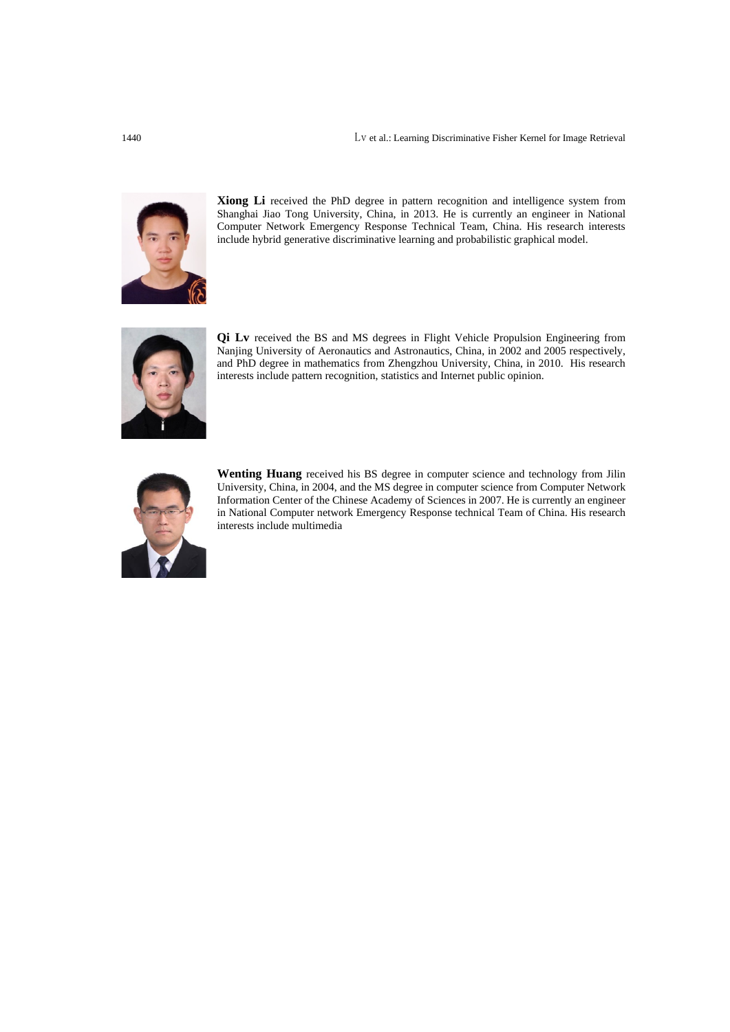**Xiong Li** received the PhD degree in pattern recognition and intelligence system from Shanghai Jiao Tong University, China, in 2013. He is currently an engineer in National Computer Network Emergency Response Technical Team, China. His research interests include hybrid generative discriminative learning and probabilistic graphical model.

**Qi Lv** received the BS and MS degrees in Flight Vehicle Propulsion Engineering from Nanjing University of Aeronautics and Astronautics, China, in 2002 and 2005 respectively, and PhD degree in mathematics from Zhengzhou University, China, in 2010. His research interests include pattern recognition, statistics and Internet public opinion.

**Wenting Huang** received his BS degree in computer science and technology from Jilin University, China, in 2004, and the MS degree in computer science from Computer Network Information Center of the Chinese Academy of Sciences in 2007. He is currently an engineer in National Computer network Emergency Response technical Team of China. His research interests include multimedia